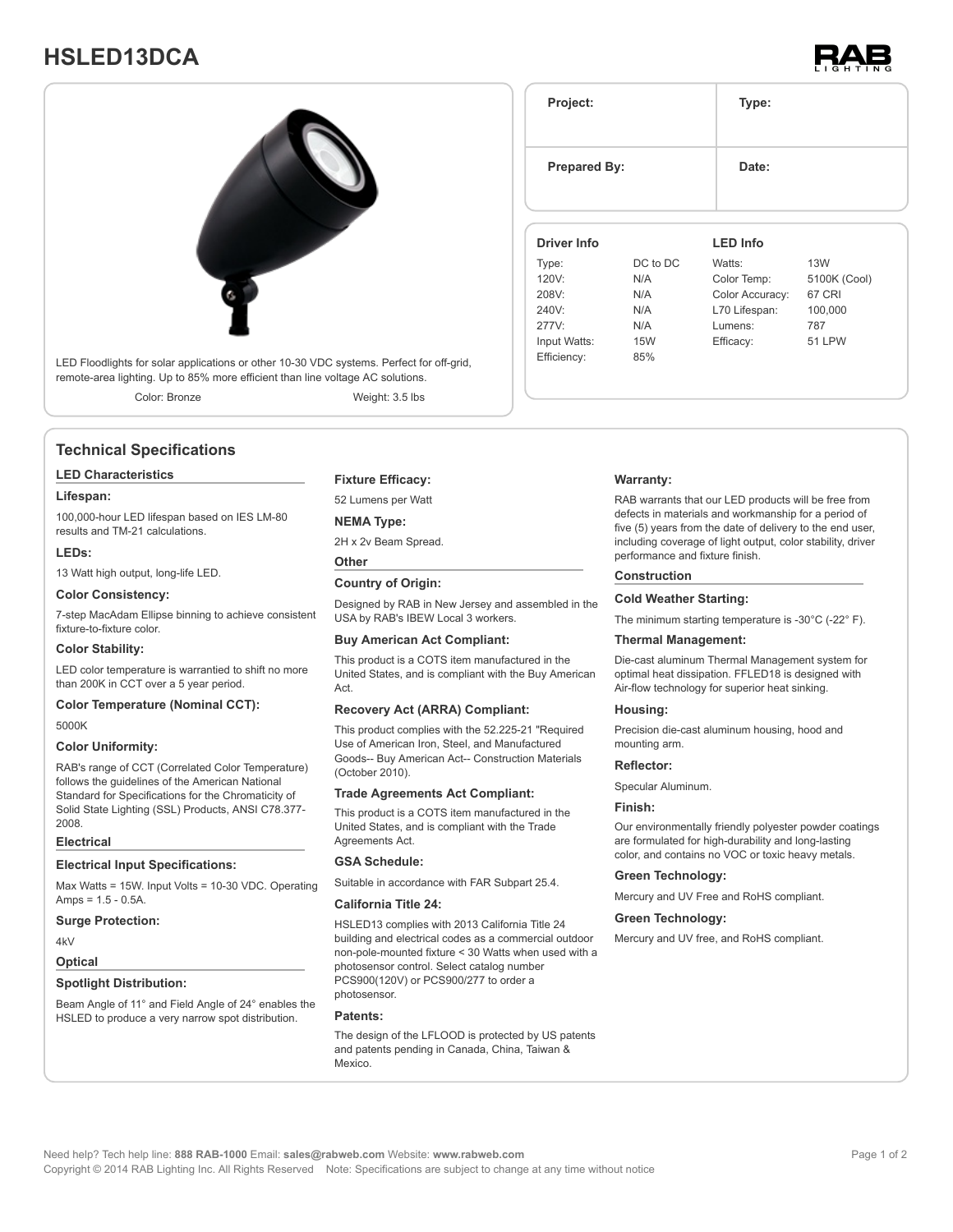# HSLED13DCA

LED Floodlights for solar applications or other 10-30 VDC systems. Perfect for off-grid, remote-area lighting. Up to 85% more efficient than line voltage AC solutions.

Color: Bronze | Weight: 3.5 lbs

| Project: | Type: |
|---|---|
| Prepared By: | Date: |

| Driver Info | | LED Info | |
|---|---|---|---|
| Type: | DC to DC | Watts: | 13W |
| 120V: | N/A | Color Temp: | 5100K (Cool) |
| 208V: | N/A | Color Accuracy: | 67 CRI |
| 240V: | N/A | L70 Lifespan: | 100,000 |
| 277V: | N/A | Lumens: | 787 |
| Input Watts: | 15W | Efficacy: | 51 LPW |
| Efficiency: | 85% | | |

## Technical Specifications

### LED Characteristics

**Lifespan:**

100,000-hour LED lifespan based on IES LM-80 results and TM-21 calculations.

**LEDs:**

13 Watt high output, long-life LED.

**Color Consistency:**

7-step MacAdam Ellipse binning to achieve consistent fixture-to-fixture color.

**Color Stability:**

LED color temperature is warrantied to shift no more than 200K in CCT over a 5 year period.

**Color Temperature (Nominal CCT):**

5000K

**Color Uniformity:**

RAB's range of CCT (Correlated Color Temperature) follows the guidelines of the American National Standard for Specifications for the Chromaticity of Solid State Lighting (SSL) Products, ANSI C78.377-2008.

### Electrical

**Electrical Input Specifications:**

Max Watts = 15W. Input Volts = 10-30 VDC. Operating Amps = 1.5 - 0.5A.

**Surge Protection:**

4kV

### Optical

**Spotlight Distribution:**

Beam Angle of 11° and Field Angle of 24° enables the HSLED to produce a very narrow spot distribution.

**Fixture Efficacy:**

52 Lumens per Watt

**NEMA Type:**

2H x 2v Beam Spread.

### Other

**Country of Origin:**

Designed by RAB in New Jersey and assembled in the USA by RAB's IBEW Local 3 workers.

**Buy American Act Compliant:**

This product is a COTS item manufactured in the United States, and is compliant with the Buy American Act.

**Recovery Act (ARRA) Compliant:**

This product complies with the 52.225-21 "Required Use of American Iron, Steel, and Manufactured Goods-- Buy American Act-- Construction Materials (October 2010).

**Trade Agreements Act Compliant:**

This product is a COTS item manufactured in the United States, and is compliant with the Trade Agreements Act.

**GSA Schedule:**

Suitable in accordance with FAR Subpart 25.4.

**California Title 24:**

HSLED13 complies with 2013 California Title 24 building and electrical codes as a commercial outdoor non-pole-mounted fixture < 30 Watts when used with a photosensor control. Select catalog number PCS900(120V) or PCS900/277 to order a photosensor.

**Patents:**

The design of the LFLOOD is protected by US patents and patents pending in Canada, China, Taiwan & Mexico.

**Warranty:**

RAB warrants that our LED products will be free from defects in materials and workmanship for a period of five (5) years from the date of delivery to the end user, including coverage of light output, color stability, driver performance and fixture finish.

### Construction

**Cold Weather Starting:**

The minimum starting temperature is -30°C (-22° F).

**Thermal Management:**

Die-cast aluminum Thermal Management system for optimal heat dissipation. FFLED18 is designed with Air-flow technology for superior heat sinking.

**Housing:**

Precision die-cast aluminum housing, hood and mounting arm.

**Reflector:**

Specular Aluminum.

**Finish:**

Our environmentally friendly polyester powder coatings are formulated for high-durability and long-lasting color, and contains no VOC or toxic heavy metals.

**Green Technology:**

Mercury and UV Free and RoHS compliant.

**Green Technology:**

Mercury and UV free, and RoHS compliant.

Need help? Tech help line: **888 RAB-1000** Email: **sales@rabweb.com** Website: **www.rabweb.com**

Copyright © 2014 RAB Lighting Inc. All Rights Reserved Note: Specifications are subject to change at any time without notice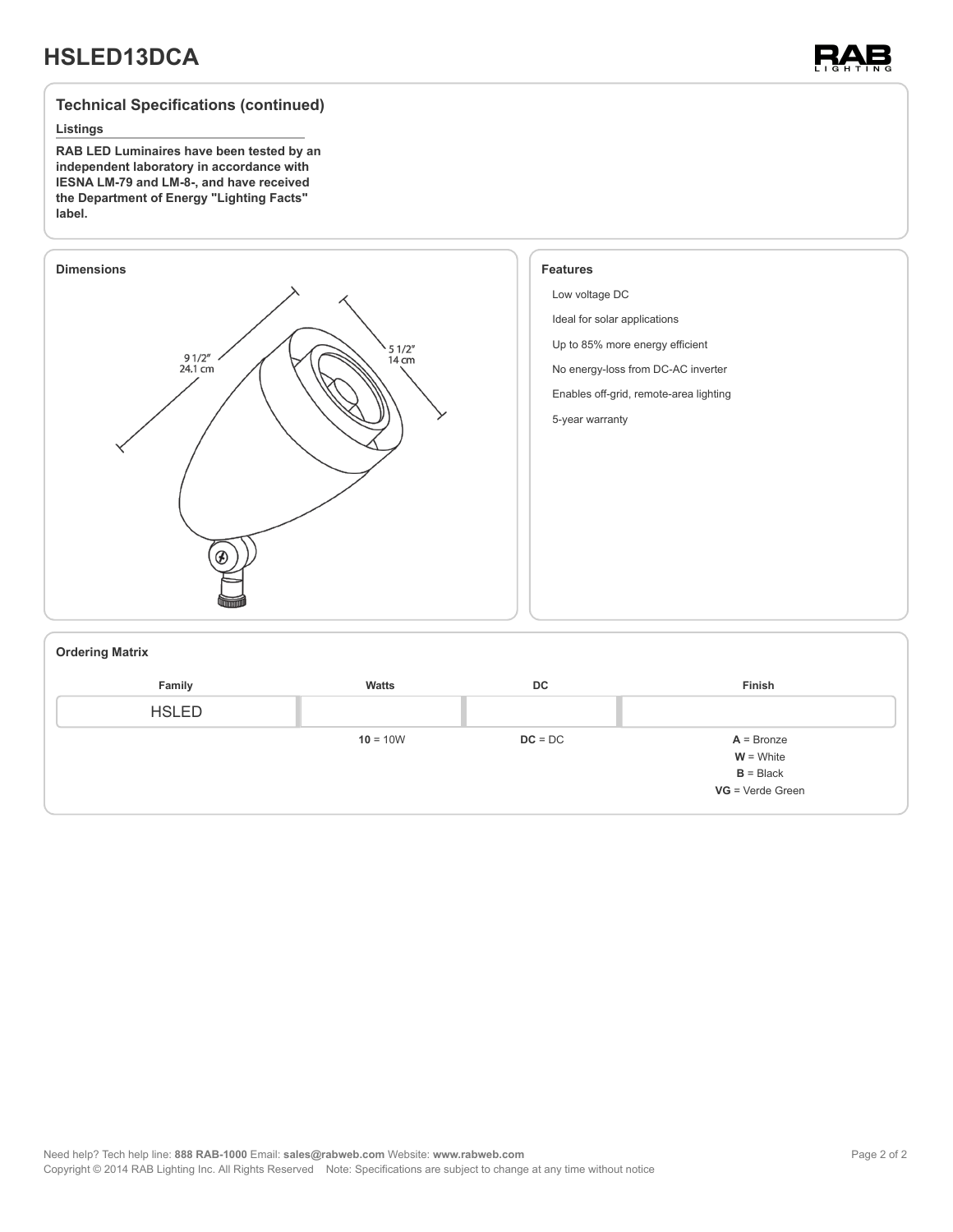# HSLED13DCA

## Technical Specifications (continued)

### Listings

**RAB LED Luminaires have been tested by an independent laboratory in accordance with IESNA LM-79 and LM-8-, and have received the Department of Energy "Lighting Facts" label.**

## Dimensions

9 1/2"
24.1 cm

5 1/2"
14 cm

## Features

- Low voltage DC
- Ideal for solar applications
- Up to 85% more energy efficient
- No energy-loss from DC-AC inverter
- Enables off-grid, remote-area lighting
- 5-year warranty

## Ordering Matrix

| Family | Watts | DC | Finish |
|---|---|---|---|
| HSLED | | | |
| | **10** = 10W | **DC** = DC | **A** = Bronze<br>**W** = White<br>**B** = Black<br>**VG** = Verde Green |

Need help? Tech help line: **888 RAB-1000** Email: **sales@rabweb.com** Website: **www.rabweb.com**
Copyright © 2014 RAB Lighting Inc. All Rights Reserved Note: Specifications are subject to change at any time without notice